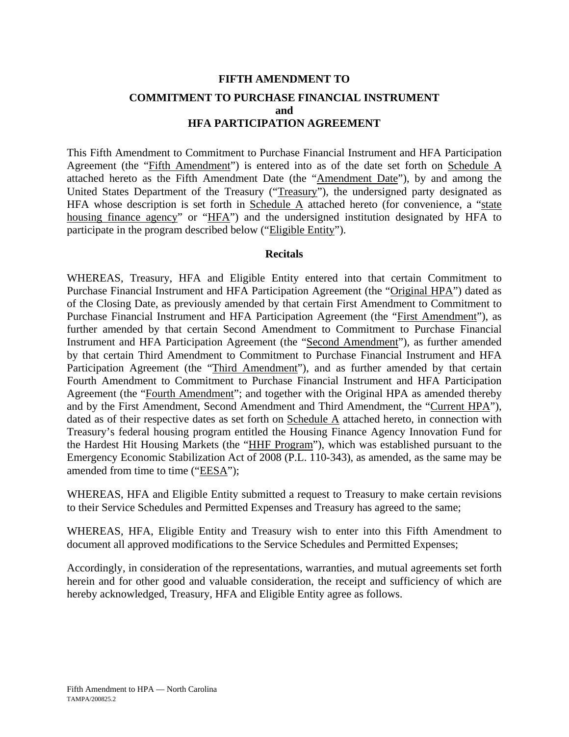**FIFTH AMENDMENT TO**

**COMMITMENT TO PURCHASE FINANCIAL INSTRUMENT**
**and**
**HFA PARTICIPATION AGREEMENT**

This Fifth Amendment to Commitment to Purchase Financial Instrument and HFA Participation Agreement (the "Fifth Amendment") is entered into as of the date set forth on Schedule A attached hereto as the Fifth Amendment Date (the "Amendment Date"), by and among the United States Department of the Treasury ("Treasury"), the undersigned party designated as HFA whose description is set forth in Schedule A attached hereto (for convenience, a "state housing finance agency" or "HFA") and the undersigned institution designated by HFA to participate in the program described below ("Eligible Entity").

**Recitals**

WHEREAS, Treasury, HFA and Eligible Entity entered into that certain Commitment to Purchase Financial Instrument and HFA Participation Agreement (the "Original HPA") dated as of the Closing Date, as previously amended by that certain First Amendment to Commitment to Purchase Financial Instrument and HFA Participation Agreement (the "First Amendment"), as further amended by that certain Second Amendment to Commitment to Purchase Financial Instrument and HFA Participation Agreement (the "Second Amendment"), as further amended by that certain Third Amendment to Commitment to Purchase Financial Instrument and HFA Participation Agreement (the "Third Amendment"), and as further amended by that certain Fourth Amendment to Commitment to Purchase Financial Instrument and HFA Participation Agreement (the "Fourth Amendment"; and together with the Original HPA as amended thereby and by the First Amendment, Second Amendment and Third Amendment, the "Current HPA"), dated as of their respective dates as set forth on Schedule A attached hereto, in connection with Treasury's federal housing program entitled the Housing Finance Agency Innovation Fund for the Hardest Hit Housing Markets (the "HHF Program"), which was established pursuant to the Emergency Economic Stabilization Act of 2008 (P.L. 110-343), as amended, as the same may be amended from time to time ("EESA");

WHEREAS, HFA and Eligible Entity submitted a request to Treasury to make certain revisions to their Service Schedules and Permitted Expenses and Treasury has agreed to the same;

WHEREAS, HFA, Eligible Entity and Treasury wish to enter into this Fifth Amendment to document all approved modifications to the Service Schedules and Permitted Expenses;

Accordingly, in consideration of the representations, warranties, and mutual agreements set forth herein and for other good and valuable consideration, the receipt and sufficiency of which are hereby acknowledged, Treasury, HFA and Eligible Entity agree as follows.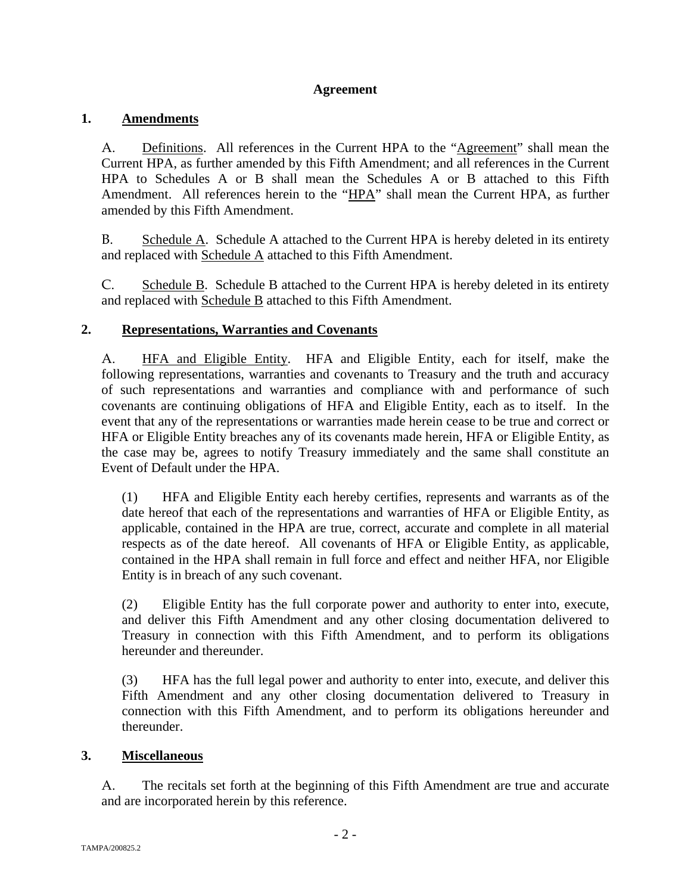**Agreement**

**1. Amendments**

A. Definitions. All references in the Current HPA to the "Agreement" shall mean the Current HPA, as further amended by this Fifth Amendment; and all references in the Current HPA to Schedules A or B shall mean the Schedules A or B attached to this Fifth Amendment. All references herein to the "HPA" shall mean the Current HPA, as further amended by this Fifth Amendment.

B. Schedule A. Schedule A attached to the Current HPA is hereby deleted in its entirety and replaced with Schedule A attached to this Fifth Amendment.

C. Schedule B. Schedule B attached to the Current HPA is hereby deleted in its entirety and replaced with Schedule B attached to this Fifth Amendment.

**2. Representations, Warranties and Covenants**

A. HFA and Eligible Entity. HFA and Eligible Entity, each for itself, make the following representations, warranties and covenants to Treasury and the truth and accuracy of such representations and warranties and compliance with and performance of such covenants are continuing obligations of HFA and Eligible Entity, each as to itself. In the event that any of the representations or warranties made herein cease to be true and correct or HFA or Eligible Entity breaches any of its covenants made herein, HFA or Eligible Entity, as the case may be, agrees to notify Treasury immediately and the same shall constitute an Event of Default under the HPA.

(1) HFA and Eligible Entity each hereby certifies, represents and warrants as of the date hereof that each of the representations and warranties of HFA or Eligible Entity, as applicable, contained in the HPA are true, correct, accurate and complete in all material respects as of the date hereof. All covenants of HFA or Eligible Entity, as applicable, contained in the HPA shall remain in full force and effect and neither HFA, nor Eligible Entity is in breach of any such covenant.

(2) Eligible Entity has the full corporate power and authority to enter into, execute, and deliver this Fifth Amendment and any other closing documentation delivered to Treasury in connection with this Fifth Amendment, and to perform its obligations hereunder and thereunder.

(3) HFA has the full legal power and authority to enter into, execute, and deliver this Fifth Amendment and any other closing documentation delivered to Treasury in connection with this Fifth Amendment, and to perform its obligations hereunder and thereunder.

**3. Miscellaneous**

A. The recitals set forth at the beginning of this Fifth Amendment are true and accurate and are incorporated herein by this reference.

TAMPA/200825.2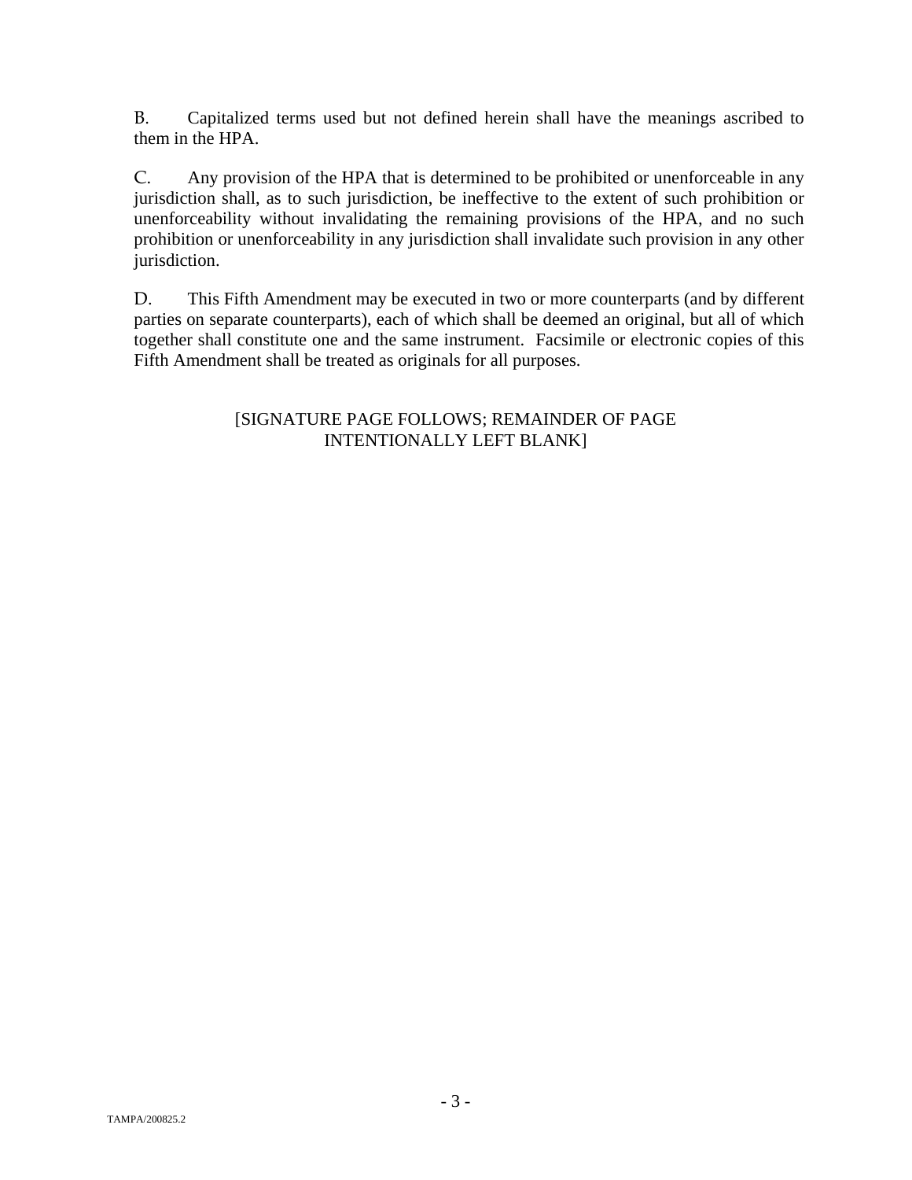B. Capitalized terms used but not defined herein shall have the meanings ascribed to them in the HPA.

C. Any provision of the HPA that is determined to be prohibited or unenforceable in any jurisdiction shall, as to such jurisdiction, be ineffective to the extent of such prohibition or unenforceability without invalidating the remaining provisions of the HPA, and no such prohibition or unenforceability in any jurisdiction shall invalidate such provision in any other jurisdiction.

D. This Fifth Amendment may be executed in two or more counterparts (and by different parties on separate counterparts), each of which shall be deemed an original, but all of which together shall constitute one and the same instrument. Facsimile or electronic copies of this Fifth Amendment shall be treated as originals for all purposes.

[SIGNATURE PAGE FOLLOWS; REMAINDER OF PAGE INTENTIONALLY LEFT BLANK]

TAMPA/200825.2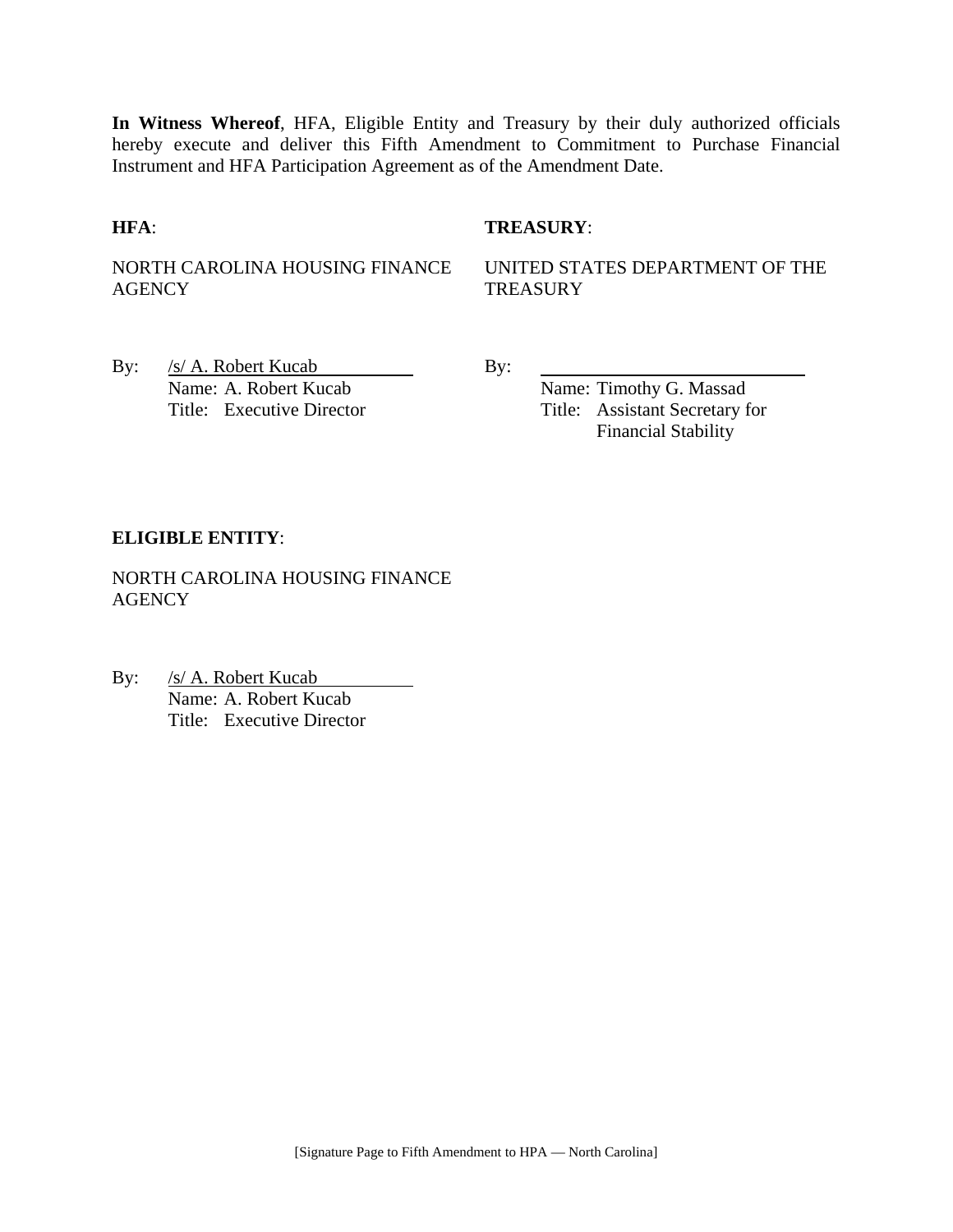**In Witness Whereof**, HFA, Eligible Entity and Treasury by their duly authorized officials hereby execute and deliver this Fifth Amendment to Commitment to Purchase Financial Instrument and HFA Participation Agreement as of the Amendment Date.

**HFA**:

NORTH CAROLINA HOUSING FINANCE AGENCY

By: /s/ A. Robert Kucab
Name: A. Robert Kucab
Title: Executive Director

**TREASURY**:

UNITED STATES DEPARTMENT OF THE TREASURY

By: \_\_\_\_\_\_\_\_\_\_\_\_\_\_\_\_\_\_\_\_\_\_\_\_\_\_
Name: Timothy G. Massad
Title: Assistant Secretary for Financial Stability

**ELIGIBLE ENTITY**:

NORTH CAROLINA HOUSING FINANCE AGENCY

By: /s/ A. Robert Kucab
Name: A. Robert Kucab
Title: Executive Director

[Signature Page to Fifth Amendment to HPA — North Carolina]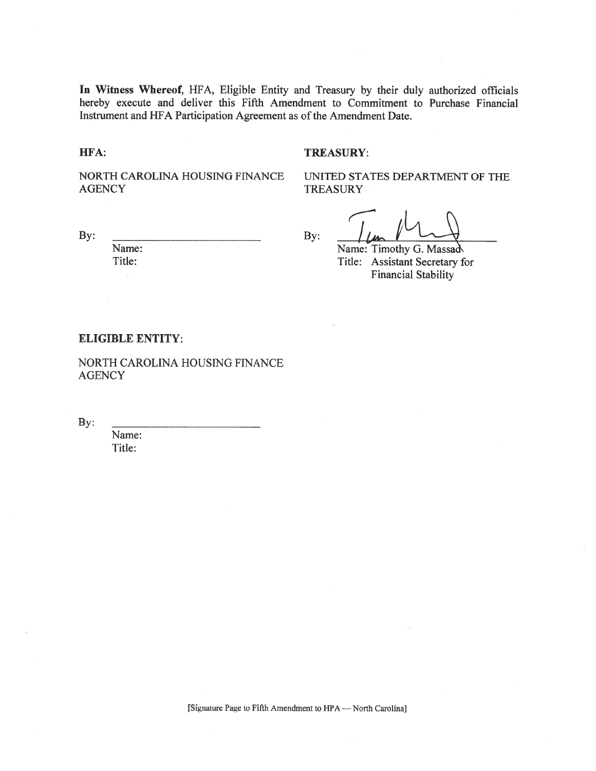**In Witness Whereof**, HFA, Eligible Entity and Treasury by their duly authorized officials hereby execute and deliver this Fifth Amendment to Commitment to Purchase Financial Instrument and HFA Participation Agreement as of the Amendment Date.

**HFA**:

NORTH CAROLINA HOUSING FINANCE AGENCY

By: \_\_\_\_\_\_\_\_\_\_\_\_\_\_\_\_\_\_\_\_\_\_\_\_\_\_

Name:

Title:

**TREASURY**:

UNITED STATES DEPARTMENT OF THE TREASURY

By: \_\_\_\_\_\_\_\_\_\_\_\_\_\_\_\_\_\_\_\_\_\_\_\_\_\_

Name: Timothy G. Massad

Title: Assistant Secretary for Financial Stability

**ELIGIBLE ENTITY**:

NORTH CAROLINA HOUSING FINANCE AGENCY

By: \_\_\_\_\_\_\_\_\_\_\_\_\_\_\_\_\_\_\_\_\_\_\_\_\_\_

Name:

Title:

[Signature Page to Fifth Amendment to HPA — North Carolina]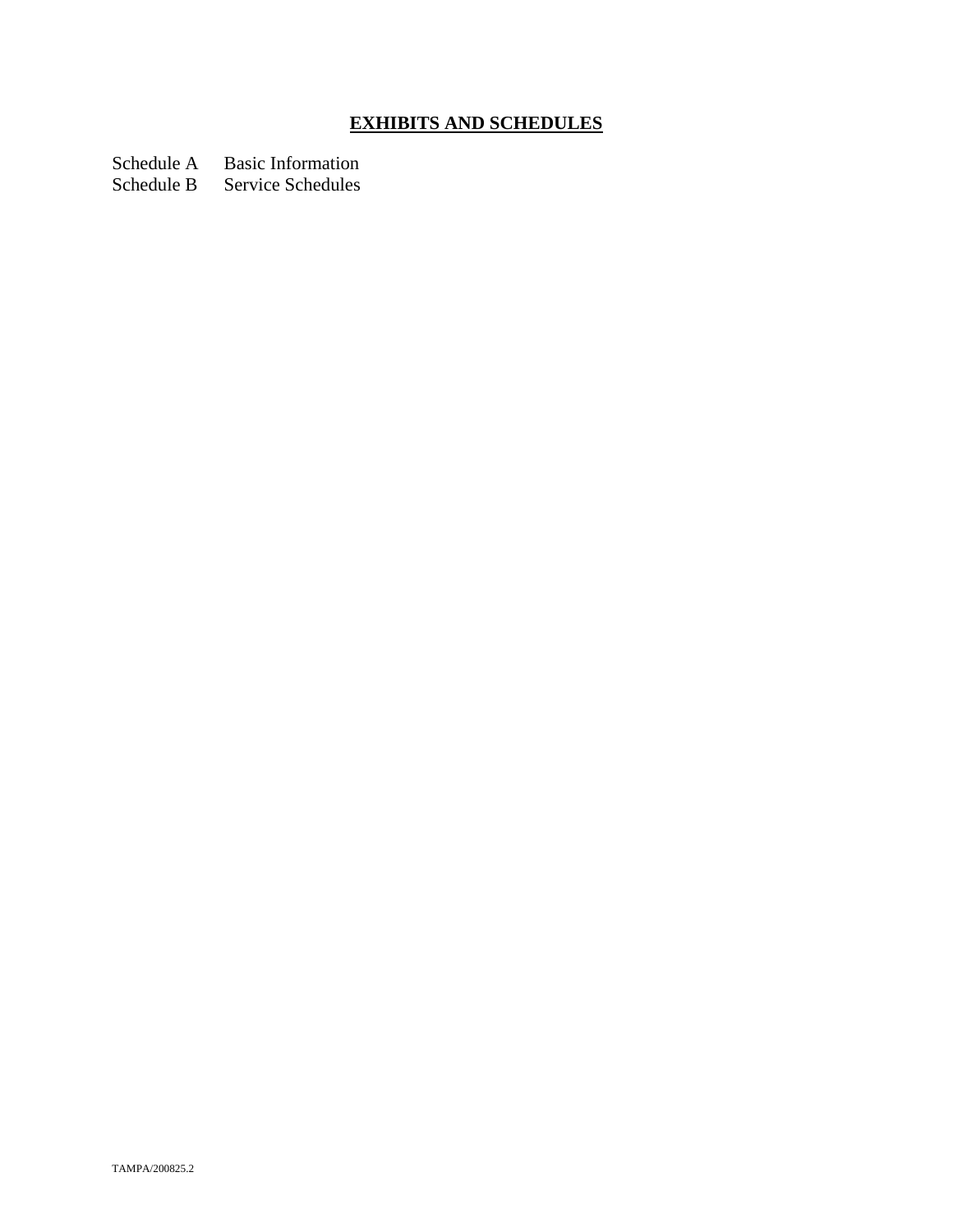## **EXHIBITS AND SCHEDULES**

Schedule A  Basic Information
Schedule B  Service Schedules

TAMPA/200825.2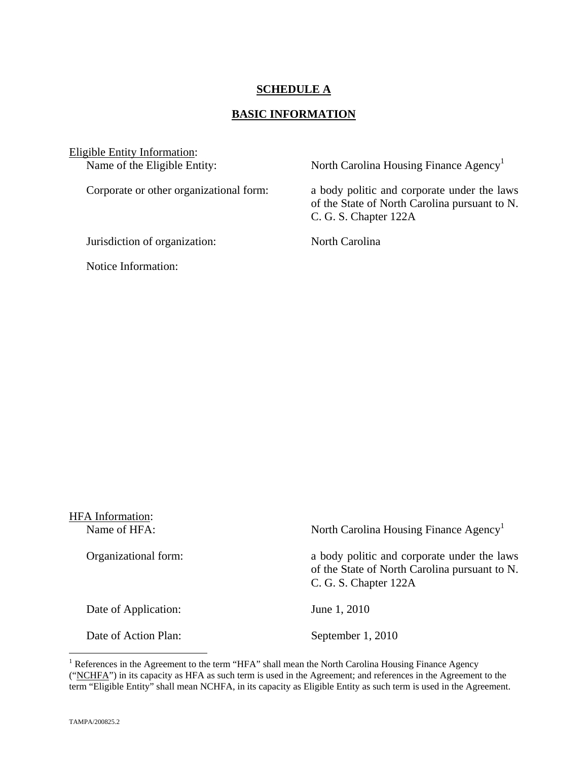## SCHEDULE A

## BASIC INFORMATION

Eligible Entity Information:

Name of the Eligible Entity: North Carolina Housing Finance Agency[1]

Corporate or other organizational form: a body politic and corporate under the laws of the State of North Carolina pursuant to N. C. G. S. Chapter 122A

Jurisdiction of organization: North Carolina

Notice Information:

HFA Information:

Name of HFA: North Carolina Housing Finance Agency[1]

Organizational form: a body politic and corporate under the laws of the State of North Carolina pursuant to N. C. G. S. Chapter 122A

Date of Application: June 1, 2010

Date of Action Plan: September 1, 2010

[1] References in the Agreement to the term "HFA" shall mean the North Carolina Housing Finance Agency ("NCHFA") in its capacity as HFA as such term is used in the Agreement; and references in the Agreement to the term "Eligible Entity" shall mean NCHFA, in its capacity as Eligible Entity as such term is used in the Agreement.

TAMPA/200825.2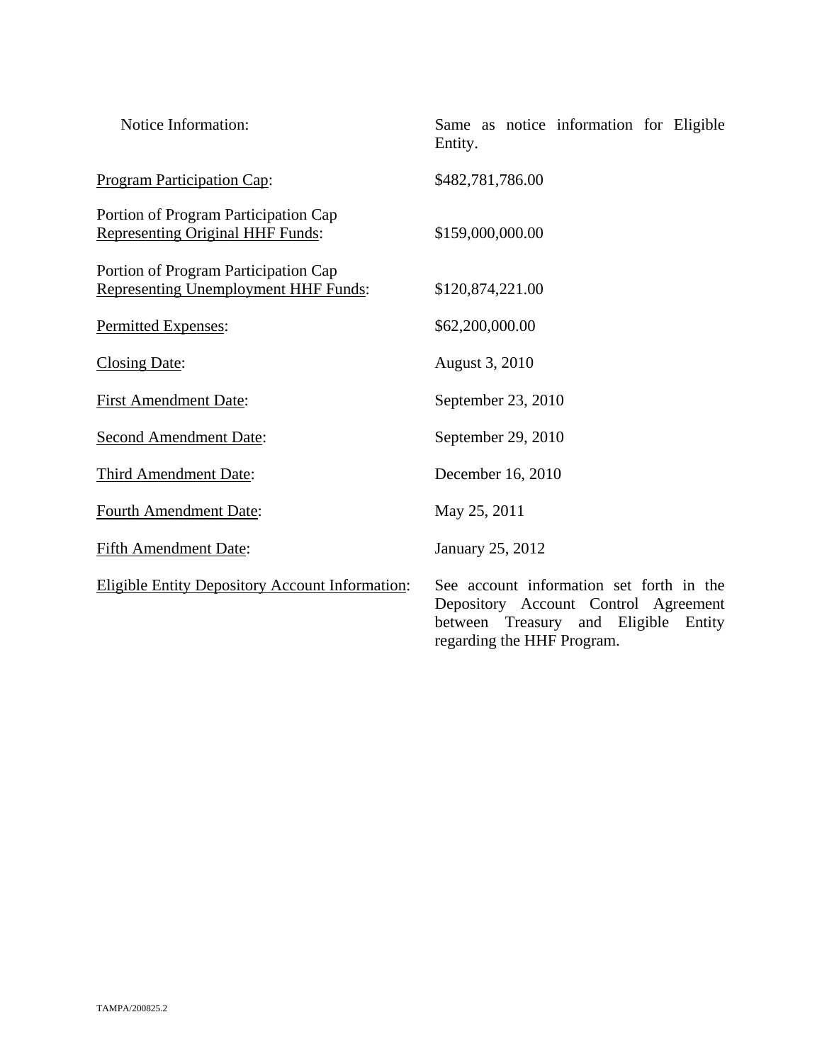| | |
|---|---|
| Notice Information: | Same as notice information for Eligible Entity. |
| Program Participation Cap: | $482,781,786.00 |
| Portion of Program Participation Cap Representing Original HHF Funds: | $159,000,000.00 |
| Portion of Program Participation Cap Representing Unemployment HHF Funds: | $120,874,221.00 |
| Permitted Expenses: | $62,200,000.00 |
| Closing Date: | August 3, 2010 |
| First Amendment Date: | September 23, 2010 |
| Second Amendment Date: | September 29, 2010 |
| Third Amendment Date: | December 16, 2010 |
| Fourth Amendment Date: | May 25, 2011 |
| Fifth Amendment Date: | January 25, 2012 |
| Eligible Entity Depository Account Information: | See account information set forth in the Depository Account Control Agreement between Treasury and Eligible Entity regarding the HHF Program. |

TAMPA/200825.2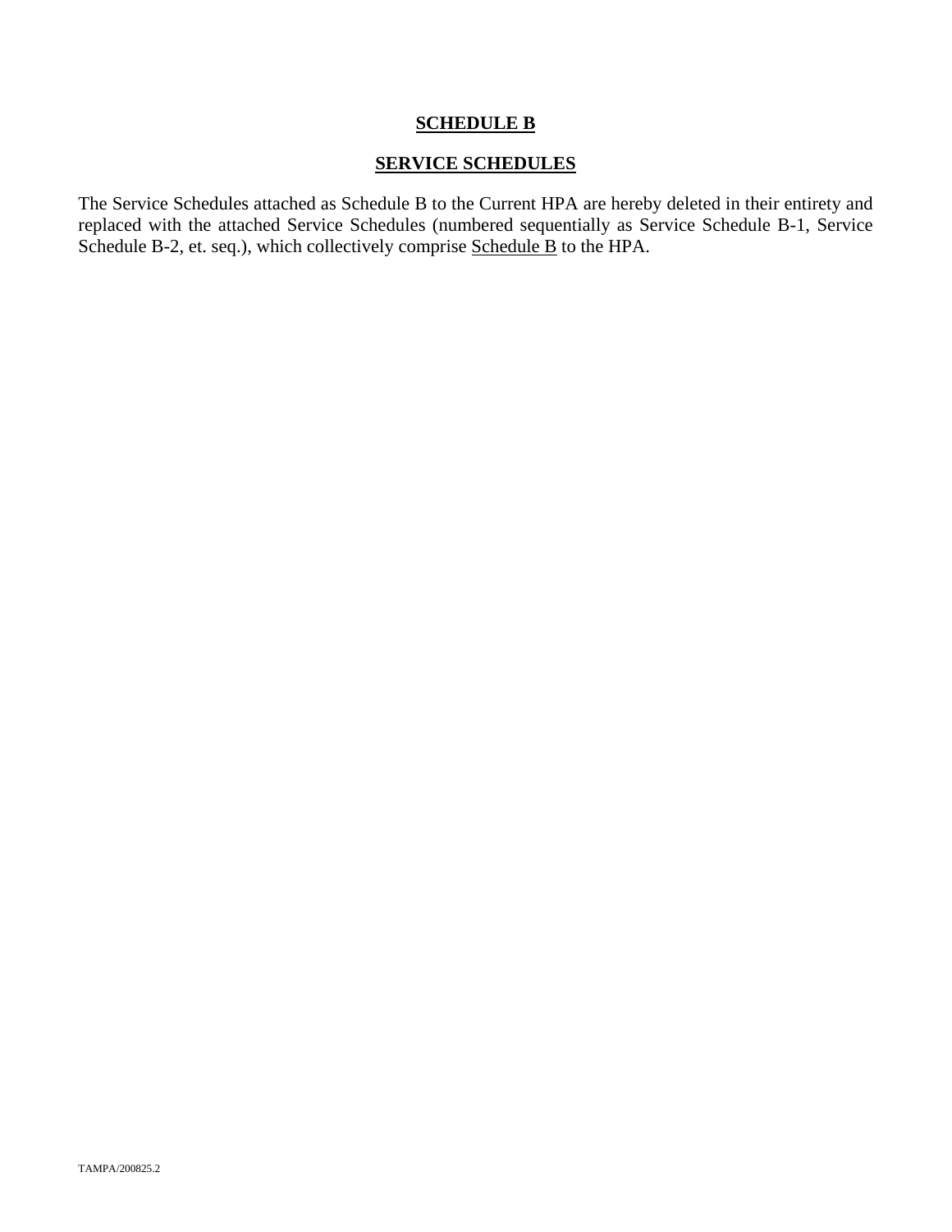# SCHEDULE B

## SERVICE SCHEDULES

The Service Schedules attached as Schedule B to the Current HPA are hereby deleted in their entirety and replaced with the attached Service Schedules (numbered sequentially as Service Schedule B-1, Service Schedule B-2, et. seq.), which collectively comprise Schedule B to the HPA.

TAMPA/200825.2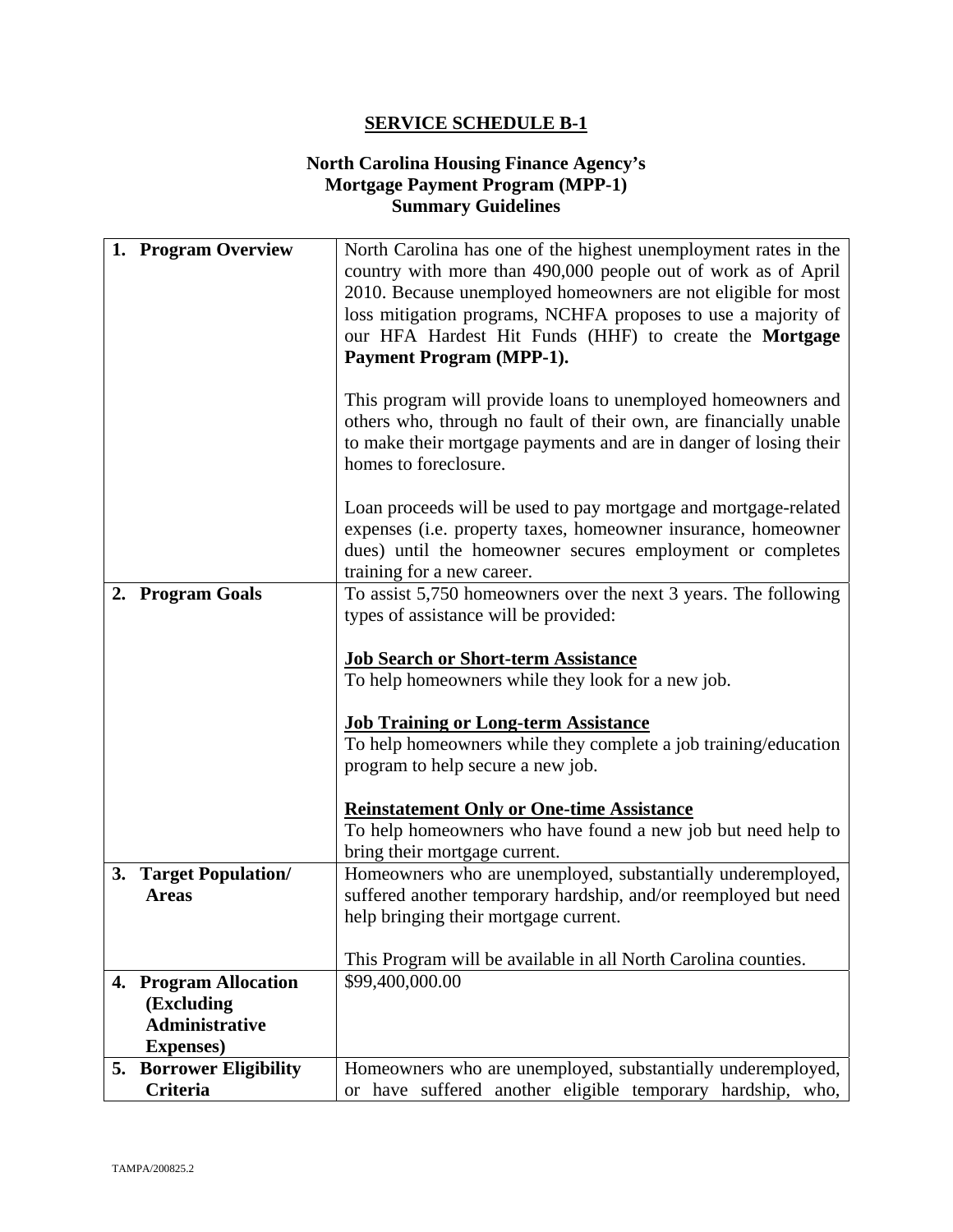**SERVICE SCHEDULE B-1**

**North Carolina Housing Finance Agency's Mortgage Payment Program (MPP-1) Summary Guidelines**

| | |
|---|---|
| **1. Program Overview** | North Carolina has one of the highest unemployment rates in the country with more than 490,000 people out of work as of April 2010. Because unemployed homeowners are not eligible for most loss mitigation programs, NCHFA proposes to use a majority of our HFA Hardest Hit Funds (HHF) to create the **Mortgage Payment Program (MPP-1).**<br><br>This program will provide loans to unemployed homeowners and others who, through no fault of their own, are financially unable to make their mortgage payments and are in danger of losing their homes to foreclosure.<br><br>Loan proceeds will be used to pay mortgage and mortgage-related expenses (i.e. property taxes, homeowner insurance, homeowner dues) until the homeowner secures employment or completes training for a new career. |
| **2. Program Goals** | To assist 5,750 homeowners over the next 3 years. The following types of assistance will be provided:<br><br>**Job Search or Short-term Assistance**<br>To help homeowners while they look for a new job.<br><br>**Job Training or Long-term Assistance**<br>To help homeowners while they complete a job training/education program to help secure a new job.<br><br>**Reinstatement Only or One-time Assistance**<br>To help homeowners who have found a new job but need help to bring their mortgage current. |
| **3. Target Population/ Areas** | Homeowners who are unemployed, substantially underemployed, suffered another temporary hardship, and/or reemployed but need help bringing their mortgage current.<br><br>This Program will be available in all North Carolina counties. |
| **4. Program Allocation (Excluding Administrative Expenses)** | $99,400,000.00 |
| **5. Borrower Eligibility Criteria** | Homeowners who are unemployed, substantially underemployed, or have suffered another eligible temporary hardship, who, |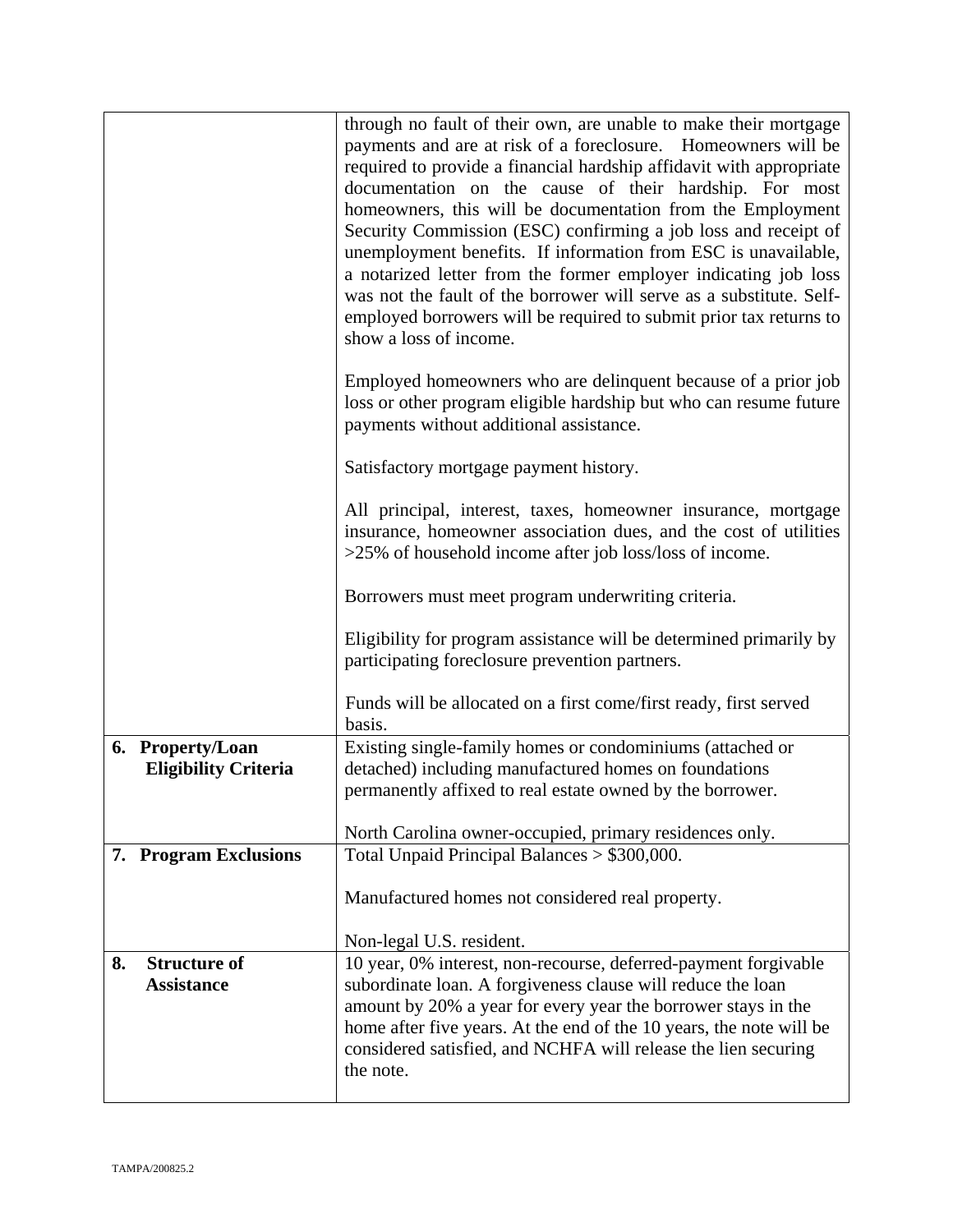| | |
|---|---|
| | through no fault of their own, are unable to make their mortgage payments and are at risk of a foreclosure. Homeowners will be required to provide a financial hardship affidavit with appropriate documentation on the cause of their hardship. For most homeowners, this will be documentation from the Employment Security Commission (ESC) confirming a job loss and receipt of unemployment benefits. If information from ESC is unavailable, a notarized letter from the former employer indicating job loss was not the fault of the borrower will serve as a substitute. Self-employed borrowers will be required to submit prior tax returns to show a loss of income.<br><br>Employed homeowners who are delinquent because of a prior job loss or other program eligible hardship but who can resume future payments without additional assistance.<br><br>Satisfactory mortgage payment history.<br><br>All principal, interest, taxes, homeowner insurance, mortgage insurance, homeowner association dues, and the cost of utilities >25% of household income after job loss/loss of income.<br><br>Borrowers must meet program underwriting criteria.<br><br>Eligibility for program assistance will be determined primarily by participating foreclosure prevention partners.<br><br>Funds will be allocated on a first come/first ready, first served basis. |
| **6. Property/Loan Eligibility Criteria** | Existing single-family homes or condominiums (attached or detached) including manufactured homes on foundations permanently affixed to real estate owned by the borrower.<br><br>North Carolina owner-occupied, primary residences only. |
| **7. Program Exclusions** | Total Unpaid Principal Balances > $300,000.<br><br>Manufactured homes not considered real property.<br><br>Non-legal U.S. resident. |
| **8. Structure of Assistance** | 10 year, 0% interest, non-recourse, deferred-payment forgivable subordinate loan. A forgiveness clause will reduce the loan amount by 20% a year for every year the borrower stays in the home after five years. At the end of the 10 years, the note will be considered satisfied, and NCHFA will release the lien securing the note. |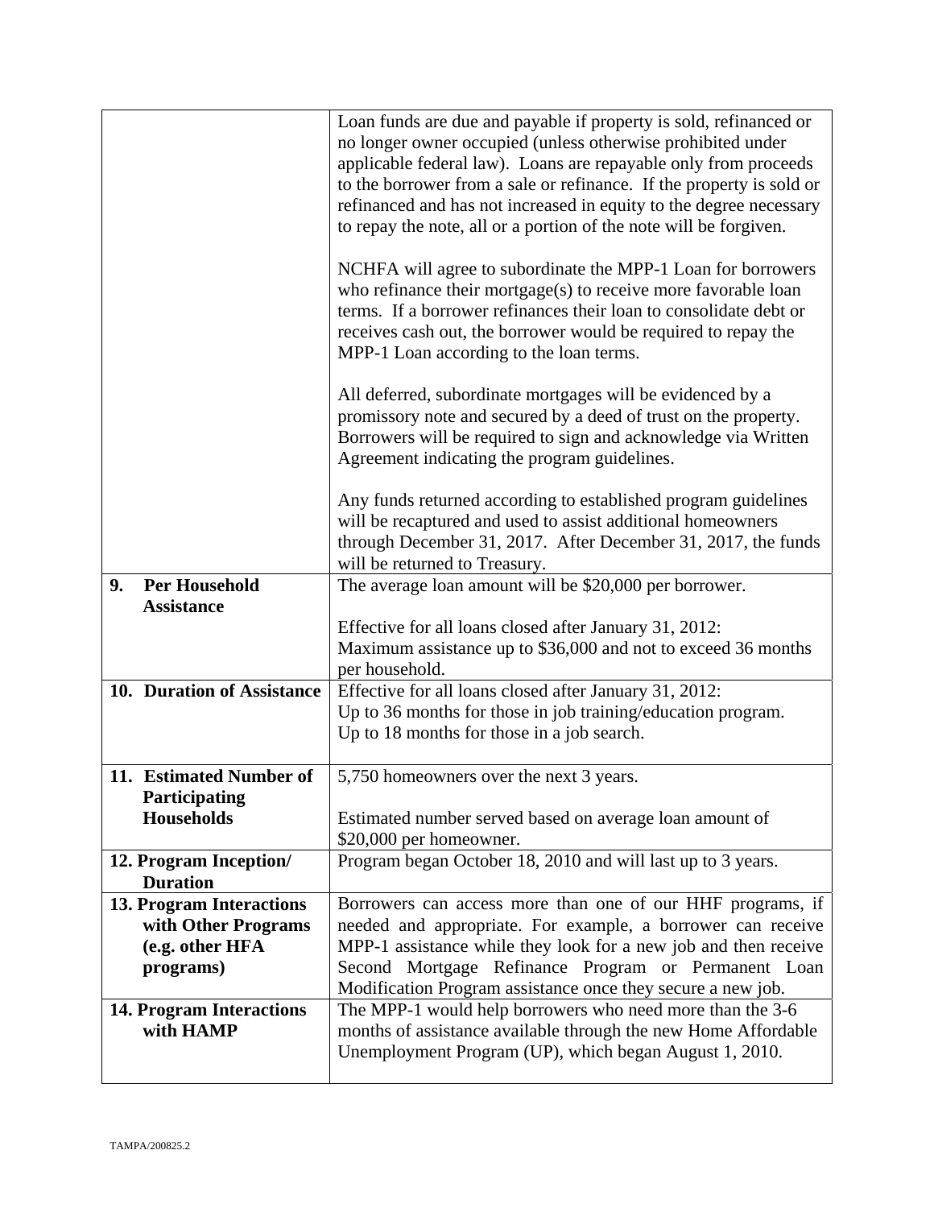| | |
|---|---|
| | Loan funds are due and payable if property is sold, refinanced or no longer owner occupied (unless otherwise prohibited under applicable federal law). Loans are repayable only from proceeds to the borrower from a sale or refinance. If the property is sold or refinanced and has not increased in equity to the degree necessary to repay the note, all or a portion of the note will be forgiven.<br><br>NCHFA will agree to subordinate the MPP-1 Loan for borrowers who refinance their mortgage(s) to receive more favorable loan terms. If a borrower refinances their loan to consolidate debt or receives cash out, the borrower would be required to repay the MPP-1 Loan according to the loan terms.<br><br>All deferred, subordinate mortgages will be evidenced by a promissory note and secured by a deed of trust on the property. Borrowers will be required to sign and acknowledge via Written Agreement indicating the program guidelines.<br><br>Any funds returned according to established program guidelines will be recaptured and used to assist additional homeowners through December 31, 2017. After December 31, 2017, the funds will be returned to Treasury. |
| **9. Per Household Assistance** | The average loan amount will be $20,000 per borrower.<br><br>Effective for all loans closed after January 31, 2012:<br>Maximum assistance up to $36,000 and not to exceed 36 months per household. |
| **10. Duration of Assistance** | Effective for all loans closed after January 31, 2012:<br>Up to 36 months for those in job training/education program.<br>Up to 18 months for those in a job search. |
| **11. Estimated Number of Participating Households** | 5,750 homeowners over the next 3 years.<br><br>Estimated number served based on average loan amount of $20,000 per homeowner. |
| **12. Program Inception/ Duration** | Program began October 18, 2010 and will last up to 3 years. |
| **13. Program Interactions with Other Programs (e.g. other HFA programs)** | Borrowers can access more than one of our HHF programs, if needed and appropriate. For example, a borrower can receive MPP-1 assistance while they look for a new job and then receive Second Mortgage Refinance Program or Permanent Loan Modification Program assistance once they secure a new job. |
| **14. Program Interactions with HAMP** | The MPP-1 would help borrowers who need more than the 3-6 months of assistance available through the new Home Affordable Unemployment Program (UP), which began August 1, 2010. |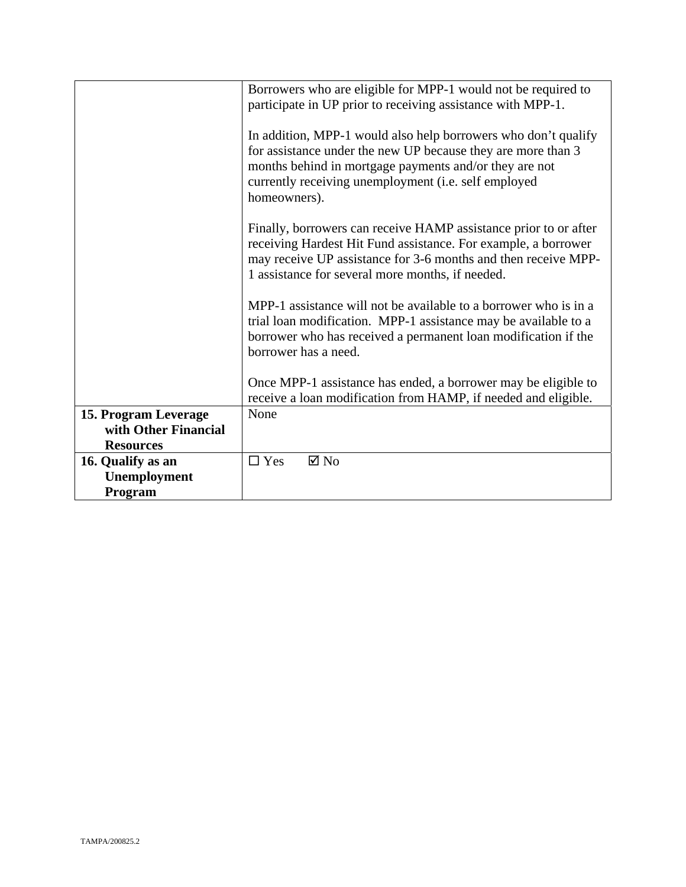| | |
|---|---|
| | Borrowers who are eligible for MPP-1 would not be required to participate in UP prior to receiving assistance with MPP-1.<br><br>In addition, MPP-1 would also help borrowers who don't qualify for assistance under the new UP because they are more than 3 months behind in mortgage payments and/or they are not currently receiving unemployment (i.e. self employed homeowners).<br><br>Finally, borrowers can receive HAMP assistance prior to or after receiving Hardest Hit Fund assistance. For example, a borrower may receive UP assistance for 3-6 months and then receive MPP-1 assistance for several more months, if needed.<br><br>MPP-1 assistance will not be available to a borrower who is in a trial loan modification. MPP-1 assistance may be available to a borrower who has received a permanent loan modification if the borrower has a need.<br><br>Once MPP-1 assistance has ended, a borrower may be eligible to receive a loan modification from HAMP, if needed and eligible. |
| **15. Program Leverage with Other Financial Resources** | None |
| **16. Qualify as an Unemployment Program** | ☐ Yes ☑ No |

TAMPA/200825.2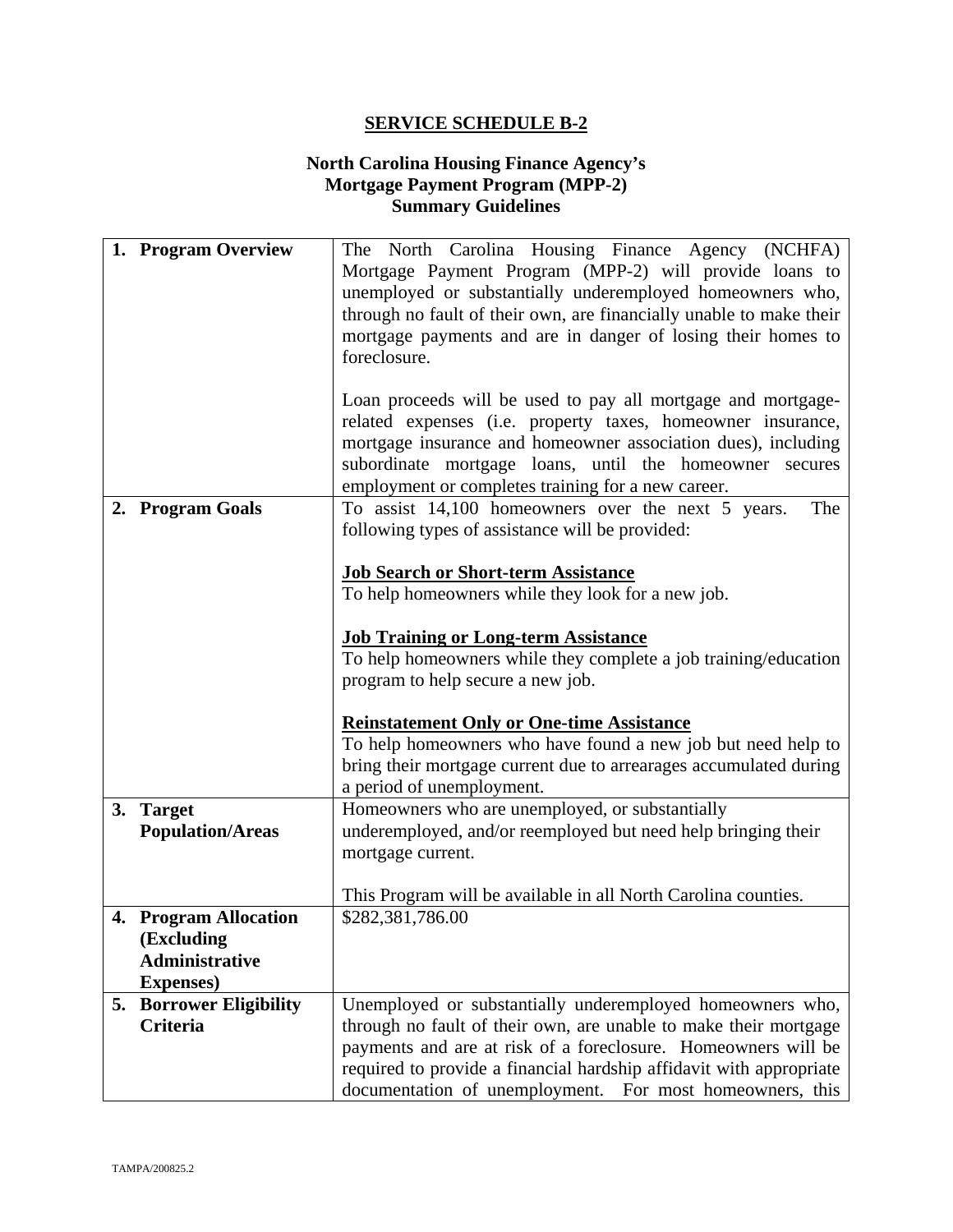# SERVICE SCHEDULE B-2

## North Carolina Housing Finance Agency's Mortgage Payment Program (MPP-2) Summary Guidelines

| | |
|---|---|
| **1. Program Overview** | The North Carolina Housing Finance Agency (NCHFA) Mortgage Payment Program (MPP-2) will provide loans to unemployed or substantially underemployed homeowners who, through no fault of their own, are financially unable to make their mortgage payments and are in danger of losing their homes to foreclosure.<br><br>Loan proceeds will be used to pay all mortgage and mortgage-related expenses (i.e. property taxes, homeowner insurance, mortgage insurance and homeowner association dues), including subordinate mortgage loans, until the homeowner secures employment or completes training for a new career. |
| **2. Program Goals** | To assist 14,100 homeowners over the next 5 years. The following types of assistance will be provided:<br><br>**<u>Job Search or Short-term Assistance</u>**<br>To help homeowners while they look for a new job.<br><br>**<u>Job Training or Long-term Assistance</u>**<br>To help homeowners while they complete a job training/education program to help secure a new job.<br><br>**<u>Reinstatement Only or One-time Assistance</u>**<br>To help homeowners who have found a new job but need help to bring their mortgage current due to arrearages accumulated during a period of unemployment. |
| **3. Target Population/Areas** | Homeowners who are unemployed, or substantially underemployed, and/or reemployed but need help bringing their mortgage current.<br><br>This Program will be available in all North Carolina counties. |
| **4. Program Allocation (Excluding Administrative Expenses)** | \$282,381,786.00 |
| **5. Borrower Eligibility Criteria** | Unemployed or substantially underemployed homeowners who, through no fault of their own, are unable to make their mortgage payments and are at risk of a foreclosure. Homeowners will be required to provide a financial hardship affidavit with appropriate documentation of unemployment. For most homeowners, this |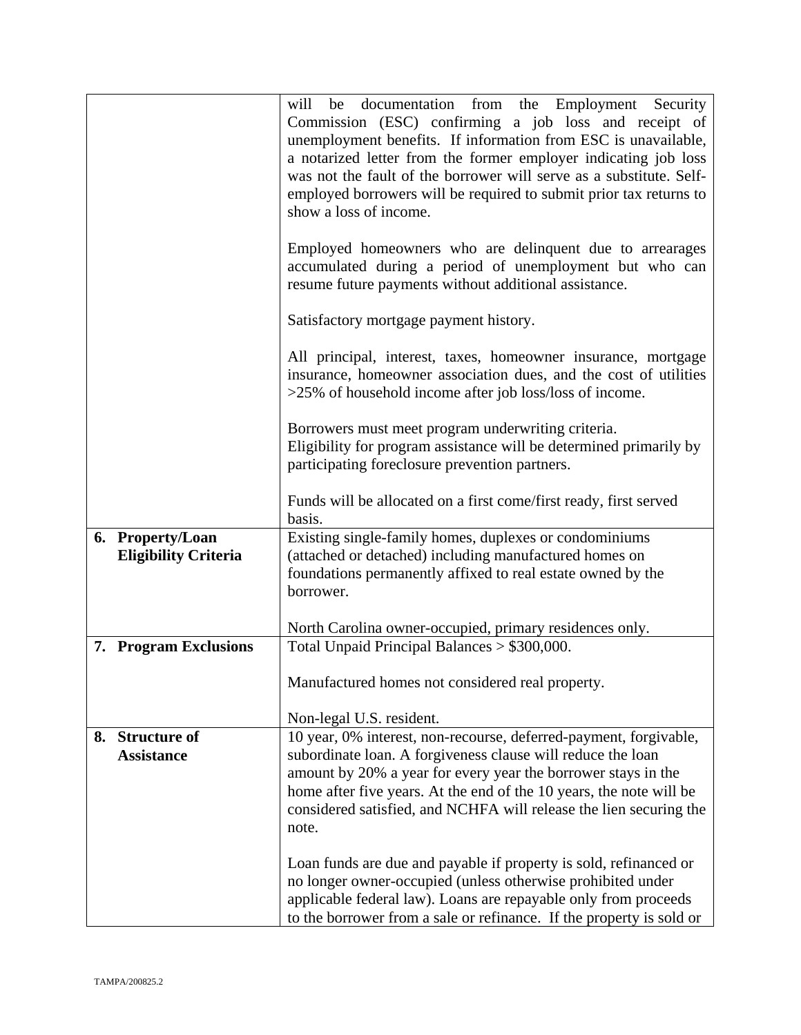| | |
|---|---|
| | will be documentation from the Employment Security Commission (ESC) confirming a job loss and receipt of unemployment benefits. If information from ESC is unavailable, a notarized letter from the former employer indicating job loss was not the fault of the borrower will serve as a substitute. Self-employed borrowers will be required to submit prior tax returns to show a loss of income.<br><br>Employed homeowners who are delinquent due to arrearages accumulated during a period of unemployment but who can resume future payments without additional assistance.<br><br>Satisfactory mortgage payment history.<br><br>All principal, interest, taxes, homeowner insurance, mortgage insurance, homeowner association dues, and the cost of utilities >25% of household income after job loss/loss of income.<br><br>Borrowers must meet program underwriting criteria.<br>Eligibility for program assistance will be determined primarily by participating foreclosure prevention partners.<br><br>Funds will be allocated on a first come/first ready, first served basis. |
| **6. Property/Loan Eligibility Criteria** | Existing single-family homes, duplexes or condominiums (attached or detached) including manufactured homes on foundations permanently affixed to real estate owned by the borrower.<br><br>North Carolina owner-occupied, primary residences only. |
| **7. Program Exclusions** | Total Unpaid Principal Balances > $300,000.<br><br>Manufactured homes not considered real property.<br><br>Non-legal U.S. resident. |
| **8. Structure of Assistance** | 10 year, 0% interest, non-recourse, deferred-payment, forgivable, subordinate loan. A forgiveness clause will reduce the loan amount by 20% a year for every year the borrower stays in the home after five years. At the end of the 10 years, the note will be considered satisfied, and NCHFA will release the lien securing the note.<br><br>Loan funds are due and payable if property is sold, refinanced or no longer owner-occupied (unless otherwise prohibited under applicable federal law). Loans are repayable only from proceeds to the borrower from a sale or refinance. If the property is sold or |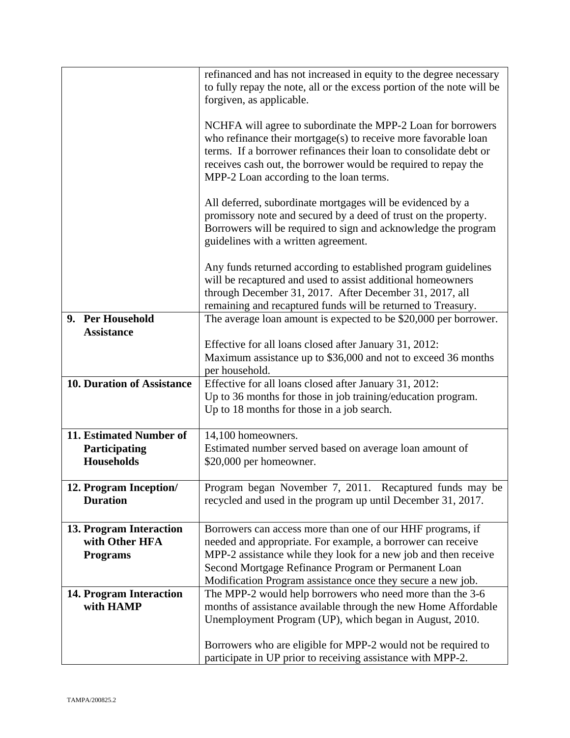| | |
|---|---|
| | refinanced and has not increased in equity to the degree necessary to fully repay the note, all or the excess portion of the note will be forgiven, as applicable.<br><br>NCHFA will agree to subordinate the MPP-2 Loan for borrowers who refinance their mortgage(s) to receive more favorable loan terms. If a borrower refinances their loan to consolidate debt or receives cash out, the borrower would be required to repay the MPP-2 Loan according to the loan terms.<br><br>All deferred, subordinate mortgages will be evidenced by a promissory note and secured by a deed of trust on the property. Borrowers will be required to sign and acknowledge the program guidelines with a written agreement.<br><br>Any funds returned according to established program guidelines will be recaptured and used to assist additional homeowners through December 31, 2017. After December 31, 2017, all remaining and recaptured funds will be returned to Treasury. |
| **9. Per Household Assistance** | The average loan amount is expected to be $20,000 per borrower.<br><br>Effective for all loans closed after January 31, 2012:<br>Maximum assistance up to $36,000 and not to exceed 36 months per household. |
| **10. Duration of Assistance** | Effective for all loans closed after January 31, 2012:<br>Up to 36 months for those in job training/education program.<br>Up to 18 months for those in a job search. |
| **11. Estimated Number of Participating Households** | 14,100 homeowners.<br>Estimated number served based on average loan amount of $20,000 per homeowner. |
| **12. Program Inception/ Duration** | Program began November 7, 2011. Recaptured funds may be recycled and used in the program up until December 31, 2017. |
| **13. Program Interaction with Other HFA Programs** | Borrowers can access more than one of our HHF programs, if needed and appropriate. For example, a borrower can receive MPP-2 assistance while they look for a new job and then receive Second Mortgage Refinance Program or Permanent Loan Modification Program assistance once they secure a new job. |
| **14. Program Interaction with HAMP** | The MPP-2 would help borrowers who need more than the 3-6 months of assistance available through the new Home Affordable Unemployment Program (UP), which began in August, 2010.<br><br>Borrowers who are eligible for MPP-2 would not be required to participate in UP prior to receiving assistance with MPP-2. |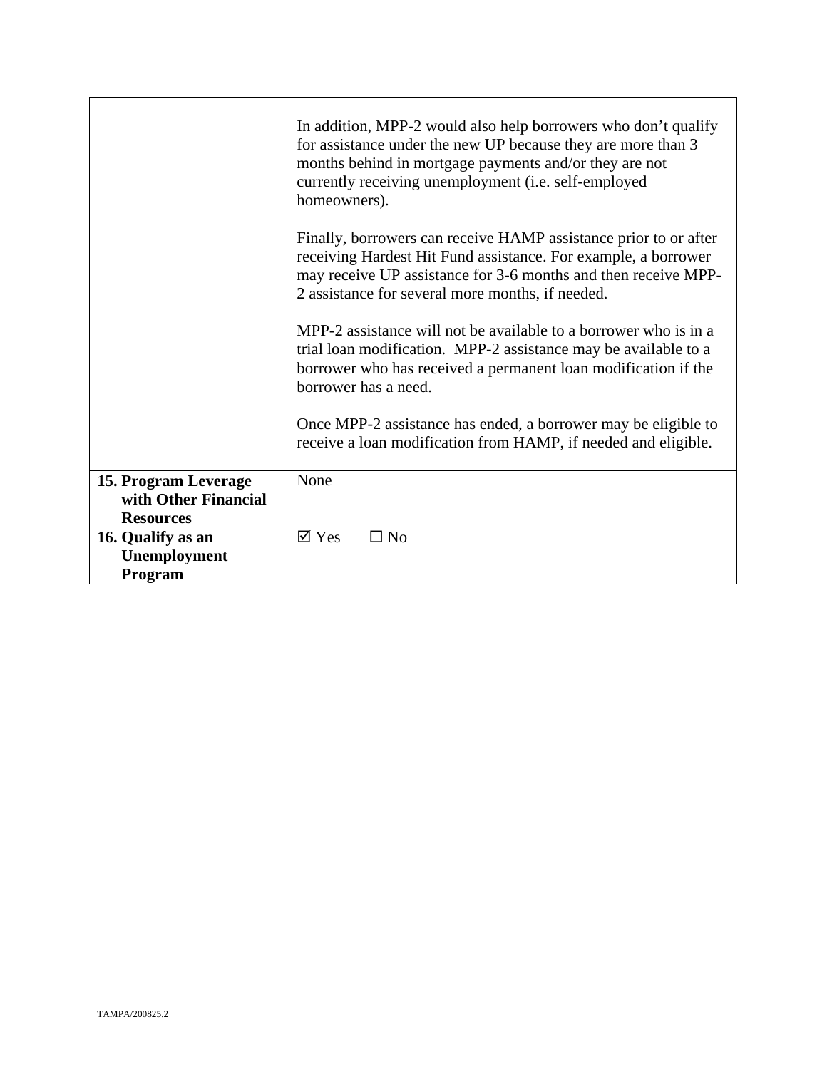| | |
|---|---|
| | In addition, MPP-2 would also help borrowers who don't qualify for assistance under the new UP because they are more than 3 months behind in mortgage payments and/or they are not currently receiving unemployment (i.e. self-employed homeowners).<br><br>Finally, borrowers can receive HAMP assistance prior to or after receiving Hardest Hit Fund assistance. For example, a borrower may receive UP assistance for 3-6 months and then receive MPP-2 assistance for several more months, if needed.<br><br>MPP-2 assistance will not be available to a borrower who is in a trial loan modification. MPP-2 assistance may be available to a borrower who has received a permanent loan modification if the borrower has a need.<br><br>Once MPP-2 assistance has ended, a borrower may be eligible to receive a loan modification from HAMP, if needed and eligible. |
| **15. Program Leverage with Other Financial Resources** | None |
| **16. Qualify as an Unemployment Program** | ☑ Yes ☐ No |

TAMPA/200825.2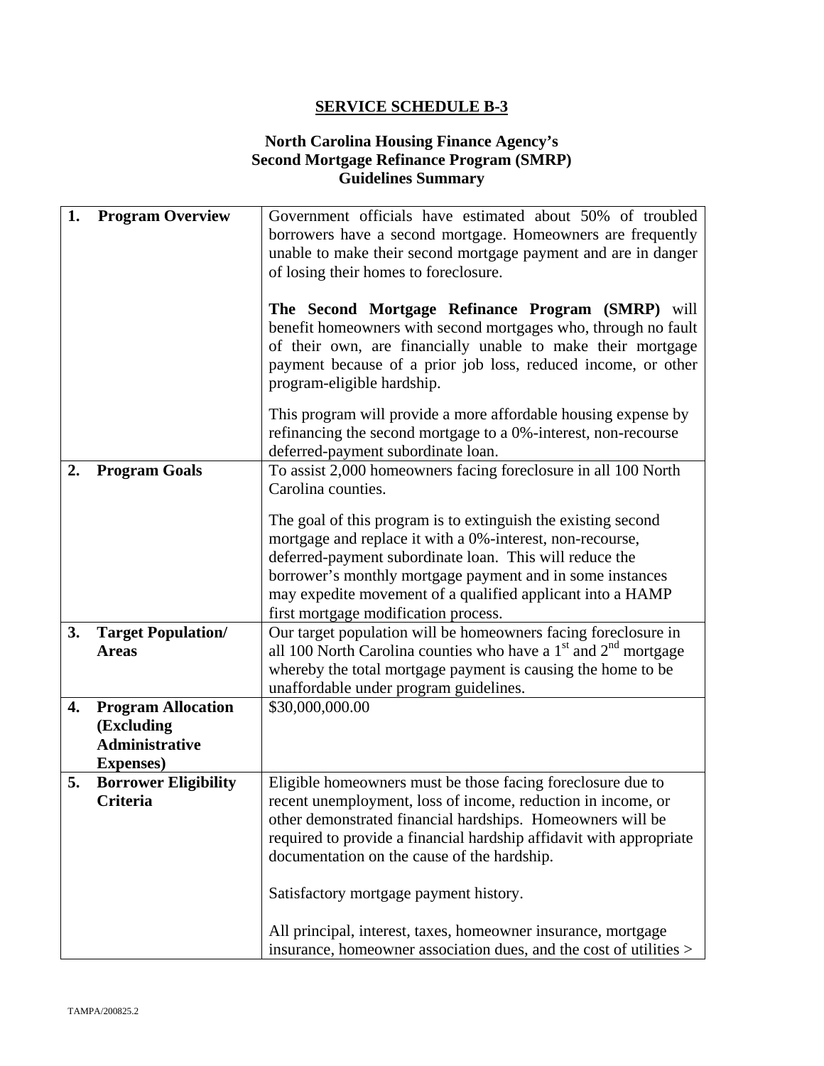# SERVICE SCHEDULE B-3

## North Carolina Housing Finance Agency's Second Mortgage Refinance Program (SMRP) Guidelines Summary

| | |
|---|---|
| **1. Program Overview** | Government officials have estimated about 50% of troubled borrowers have a second mortgage. Homeowners are frequently unable to make their second mortgage payment and are in danger of losing their homes to foreclosure.<br><br>**The Second Mortgage Refinance Program (SMRP)** will benefit homeowners with second mortgages who, through no fault of their own, are financially unable to make their mortgage payment because of a prior job loss, reduced income, or other program-eligible hardship.<br><br>This program will provide a more affordable housing expense by refinancing the second mortgage to a 0%-interest, non-recourse deferred-payment subordinate loan. |
| **2. Program Goals** | To assist 2,000 homeowners facing foreclosure in all 100 North Carolina counties.<br><br>The goal of this program is to extinguish the existing second mortgage and replace it with a 0%-interest, non-recourse, deferred-payment subordinate loan. This will reduce the borrower's monthly mortgage payment and in some instances may expedite movement of a qualified applicant into a HAMP first mortgage modification process. |
| **3. Target Population/ Areas** | Our target population will be homeowners facing foreclosure in all 100 North Carolina counties who have a 1st and 2nd mortgage whereby the total mortgage payment is causing the home to be unaffordable under program guidelines. |
| **4. Program Allocation (Excluding Administrative Expenses)** | $30,000,000.00 |
| **5. Borrower Eligibility Criteria** | Eligible homeowners must be those facing foreclosure due to recent unemployment, loss of income, reduction in income, or other demonstrated financial hardships. Homeowners will be required to provide a financial hardship affidavit with appropriate documentation on the cause of the hardship.<br><br>Satisfactory mortgage payment history.<br><br>All principal, interest, taxes, homeowner insurance, mortgage insurance, homeowner association dues, and the cost of utilities > |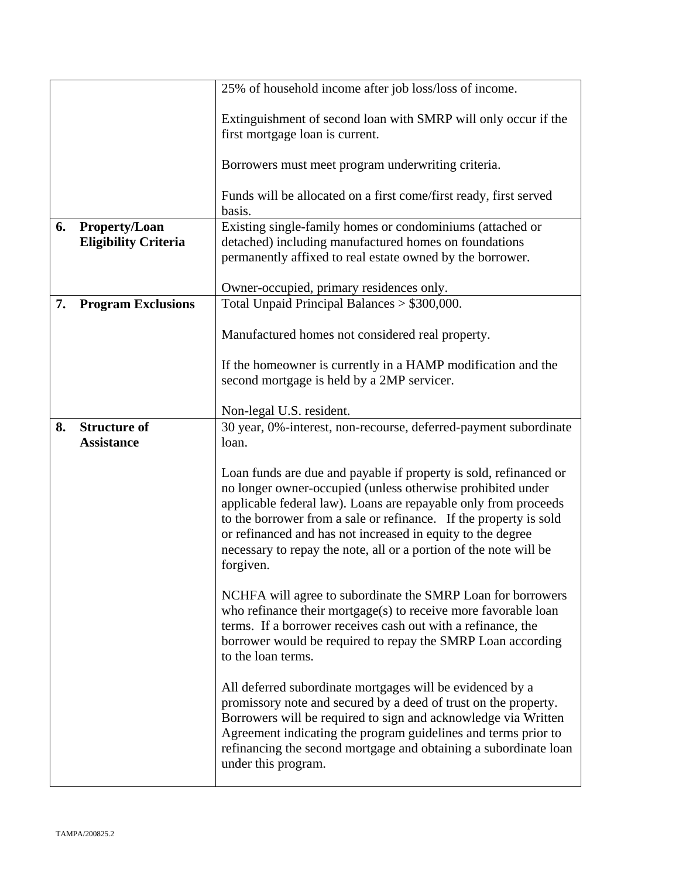| | |
|---|---|
| | 25% of household income after job loss/loss of income.<br><br>Extinguishment of second loan with SMRP will only occur if the first mortgage loan is current.<br><br>Borrowers must meet program underwriting criteria.<br><br>Funds will be allocated on a first come/first ready, first served basis. |
| **6. Property/Loan Eligibility Criteria** | Existing single-family homes or condominiums (attached or detached) including manufactured homes on foundations permanently affixed to real estate owned by the borrower.<br><br>Owner-occupied, primary residences only. |
| **7. Program Exclusions** | Total Unpaid Principal Balances > $300,000.<br><br>Manufactured homes not considered real property.<br><br>If the homeowner is currently in a HAMP modification and the second mortgage is held by a 2MP servicer.<br><br>Non-legal U.S. resident. |
| **8. Structure of Assistance** | 30 year, 0%-interest, non-recourse, deferred-payment subordinate loan.<br><br>Loan funds are due and payable if property is sold, refinanced or no longer owner-occupied (unless otherwise prohibited under applicable federal law). Loans are repayable only from proceeds to the borrower from a sale or refinance. If the property is sold or refinanced and has not increased in equity to the degree necessary to repay the note, all or a portion of the note will be forgiven.<br><br>NCHFA will agree to subordinate the SMRP Loan for borrowers who refinance their mortgage(s) to receive more favorable loan terms. If a borrower receives cash out with a refinance, the borrower would be required to repay the SMRP Loan according to the loan terms.<br><br>All deferred subordinate mortgages will be evidenced by a promissory note and secured by a deed of trust on the property. Borrowers will be required to sign and acknowledge via Written Agreement indicating the program guidelines and terms prior to refinancing the second mortgage and obtaining a subordinate loan under this program. |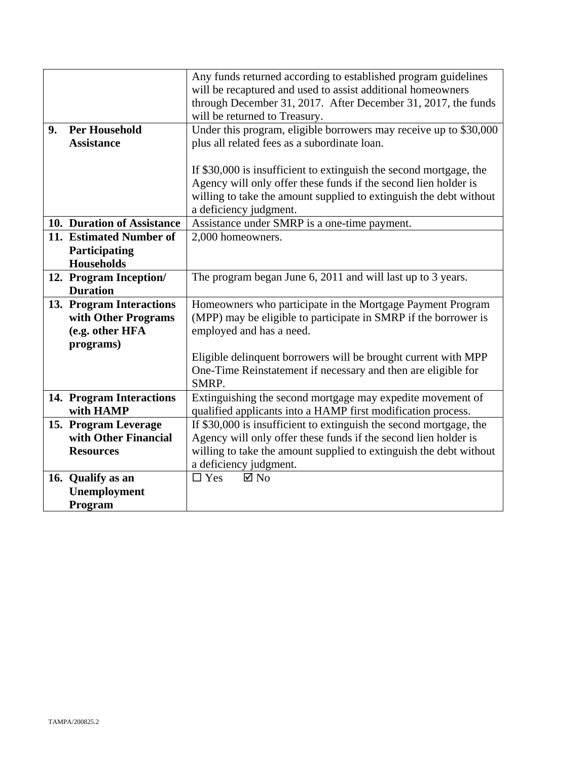| | |
|---|---|
| | Any funds returned according to established program guidelines will be recaptured and used to assist additional homeowners through December 31, 2017. After December 31, 2017, the funds will be returned to Treasury. |
| **9. Per Household Assistance** | Under this program, eligible borrowers may receive up to $30,000 plus all related fees as a subordinate loan.<br><br>If $30,000 is insufficient to extinguish the second mortgage, the Agency will only offer these funds if the second lien holder is willing to take the amount supplied to extinguish the debt without a deficiency judgment. |
| **10. Duration of Assistance** | Assistance under SMRP is a one-time payment. |
| **11. Estimated Number of Participating Households** | 2,000 homeowners. |
| **12. Program Inception/ Duration** | The program began June 6, 2011 and will last up to 3 years. |
| **13. Program Interactions with Other Programs (e.g. other HFA programs)** | Homeowners who participate in the Mortgage Payment Program (MPP) may be eligible to participate in SMRP if the borrower is employed and has a need.<br><br>Eligible delinquent borrowers will be brought current with MPP One-Time Reinstatement if necessary and then are eligible for SMRP. |
| **14. Program Interactions with HAMP** | Extinguishing the second mortgage may expedite movement of qualified applicants into a HAMP first modification process. |
| **15. Program Leverage with Other Financial Resources** | If $30,000 is insufficient to extinguish the second mortgage, the Agency will only offer these funds if the second lien holder is willing to take the amount supplied to extinguish the debt without a deficiency judgment. |
| **16. Qualify as an Unemployment Program** | ☐ Yes ☑ No |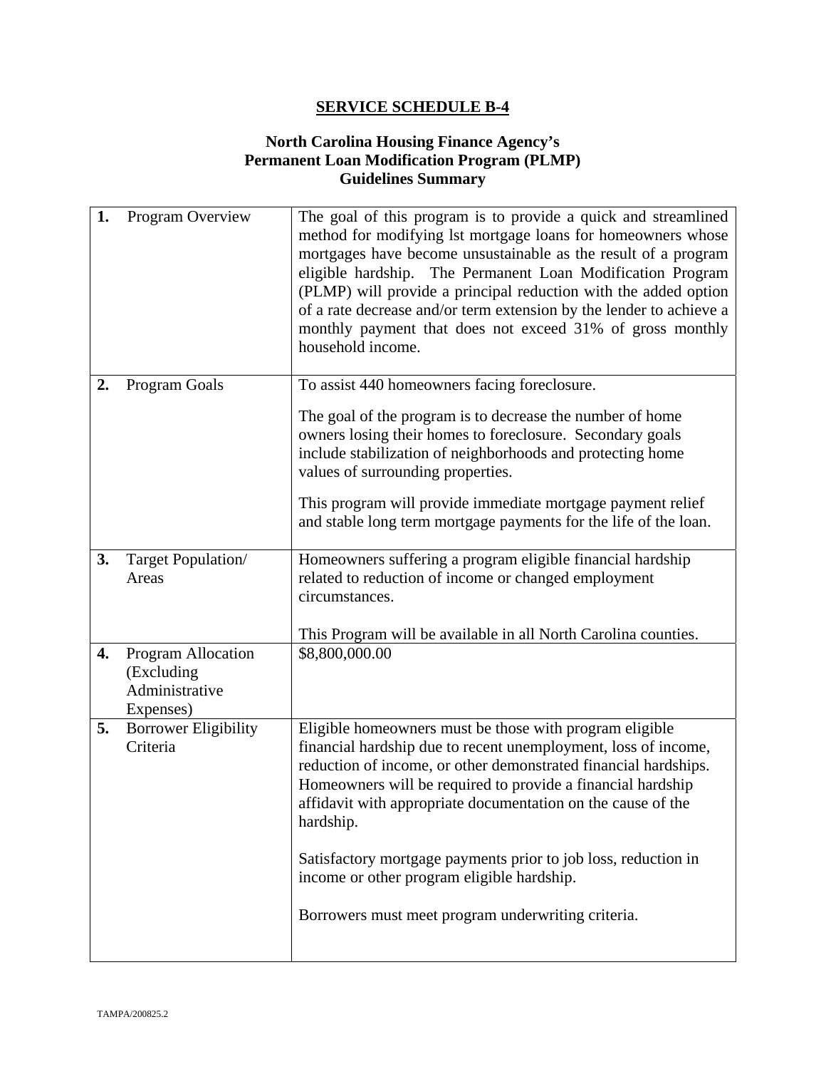## SERVICE SCHEDULE B-4

### North Carolina Housing Finance Agency's Permanent Loan Modification Program (PLMP) Guidelines Summary

| | |
|---|---|
| **1.** Program Overview | The goal of this program is to provide a quick and streamlined method for modifying lst mortgage loans for homeowners whose mortgages have become unsustainable as the result of a program eligible hardship. The Permanent Loan Modification Program (PLMP) will provide a principal reduction with the added option of a rate decrease and/or term extension by the lender to achieve a monthly payment that does not exceed 31% of gross monthly household income. |
| **2.** Program Goals | To assist 440 homeowners facing foreclosure.<br><br>The goal of the program is to decrease the number of home owners losing their homes to foreclosure. Secondary goals include stabilization of neighborhoods and protecting home values of surrounding properties.<br><br>This program will provide immediate mortgage payment relief and stable long term mortgage payments for the life of the loan. |
| **3.** Target Population/ Areas | Homeowners suffering a program eligible financial hardship related to reduction of income or changed employment circumstances.<br><br>This Program will be available in all North Carolina counties. |
| **4.** Program Allocation (Excluding Administrative Expenses) | \$8,800,000.00 |
| **5.** Borrower Eligibility Criteria | Eligible homeowners must be those with program eligible financial hardship due to recent unemployment, loss of income, reduction of income, or other demonstrated financial hardships. Homeowners will be required to provide a financial hardship affidavit with appropriate documentation on the cause of the hardship.<br><br>Satisfactory mortgage payments prior to job loss, reduction in income or other program eligible hardship.<br><br>Borrowers must meet program underwriting criteria. |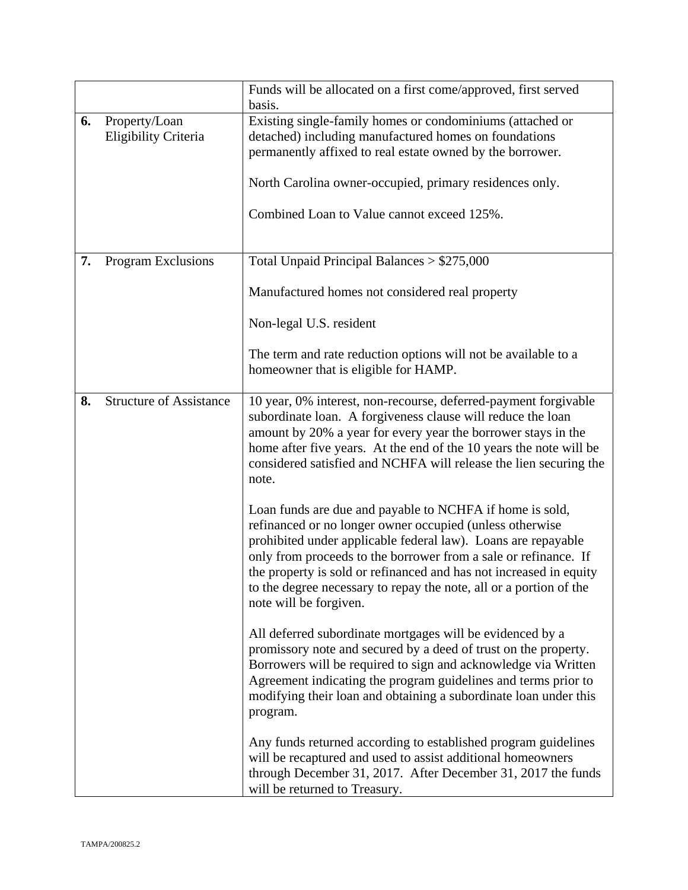| | | |
|---|---|---|
| | | Funds will be allocated on a first come/approved, first served basis. |
| **6.** | Property/Loan Eligibility Criteria | Existing single-family homes or condominiums (attached or detached) including manufactured homes on foundations permanently affixed to real estate owned by the borrower.<br><br>North Carolina owner-occupied, primary residences only.<br><br>Combined Loan to Value cannot exceed 125%. |
| **7.** | Program Exclusions | Total Unpaid Principal Balances > $275,000<br><br>Manufactured homes not considered real property<br><br>Non-legal U.S. resident<br><br>The term and rate reduction options will not be available to a homeowner that is eligible for HAMP. |
| **8.** | Structure of Assistance | 10 year, 0% interest, non-recourse, deferred-payment forgivable subordinate loan. A forgiveness clause will reduce the loan amount by 20% a year for every year the borrower stays in the home after five years. At the end of the 10 years the note will be considered satisfied and NCHFA will release the lien securing the note.<br><br>Loan funds are due and payable to NCHFA if home is sold, refinanced or no longer owner occupied (unless otherwise prohibited under applicable federal law). Loans are repayable only from proceeds to the borrower from a sale or refinance. If the property is sold or refinanced and has not increased in equity to the degree necessary to repay the note, all or a portion of the note will be forgiven.<br><br>All deferred subordinate mortgages will be evidenced by a promissory note and secured by a deed of trust on the property. Borrowers will be required to sign and acknowledge via Written Agreement indicating the program guidelines and terms prior to modifying their loan and obtaining a subordinate loan under this program.<br><br>Any funds returned according to established program guidelines will be recaptured and used to assist additional homeowners through December 31, 2017. After December 31, 2017 the funds will be returned to Treasury. |

TAMPA/200825.2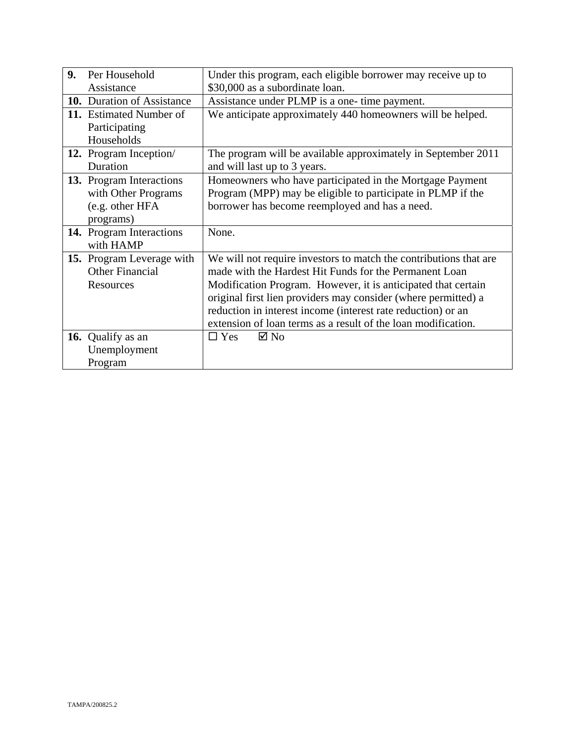| | | |
|---|---|---|
| **9.** | Per Household Assistance | Under this program, each eligible borrower may receive up to $30,000 as a subordinate loan. |
| **10.** | Duration of Assistance | Assistance under PLMP is a one- time payment. |
| **11.** | Estimated Number of Participating Households | We anticipate approximately 440 homeowners will be helped. |
| **12.** | Program Inception/ Duration | The program will be available approximately in September 2011 and will last up to 3 years. |
| **13.** | Program Interactions with Other Programs (e.g. other HFA programs) | Homeowners who have participated in the Mortgage Payment Program (MPP) may be eligible to participate in PLMP if the borrower has become reemployed and has a need. |
| **14.** | Program Interactions with HAMP | None. |
| **15.** | Program Leverage with Other Financial Resources | We will not require investors to match the contributions that are made with the Hardest Hit Funds for the Permanent Loan Modification Program. However, it is anticipated that certain original first lien providers may consider (where permitted) a reduction in interest income (interest rate reduction) or an extension of loan terms as a result of the loan modification. |
| **16.** | Qualify as an Unemployment Program | ☐ Yes ☑ No |

TAMPA/200825.2